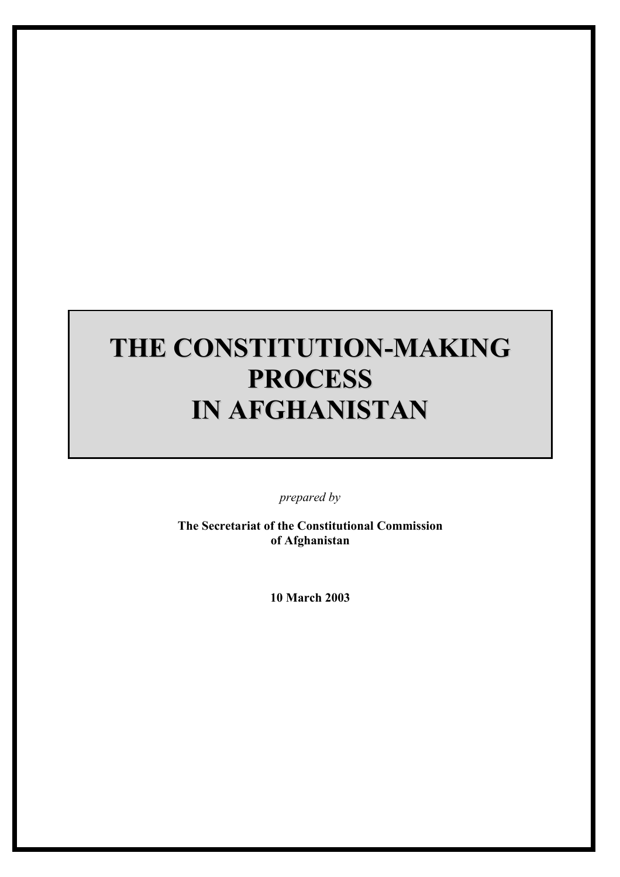# THE CONSTITUTION-MAKING PROCESS IN AFGHANISTAN

*prepared by*

**The Secretariat of the Constitutional Commission of Afghanistan**

**10 March 2003**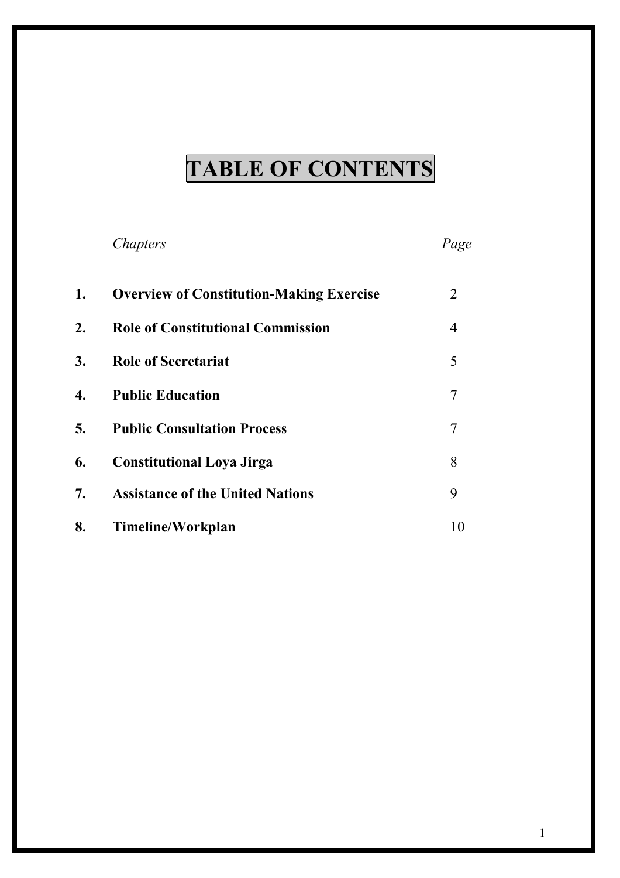# TABLE OF CONTENTS

| | *Chapters* | *Page* |
|---|---|---|
| **1.** | **Overview of Constitution-Making Exercise** | 2 |
| **2.** | **Role of Constitutional Commission** | 4 |
| **3.** | **Role of Secretariat** | 5 |
| **4.** | **Public Education** | 7 |
| **5.** | **Public Consultation Process** | 7 |
| **6.** | **Constitutional Loya Jirga** | 8 |
| **7.** | **Assistance of the United Nations** | 9 |
| **8.** | **Timeline/Workplan** | 10 |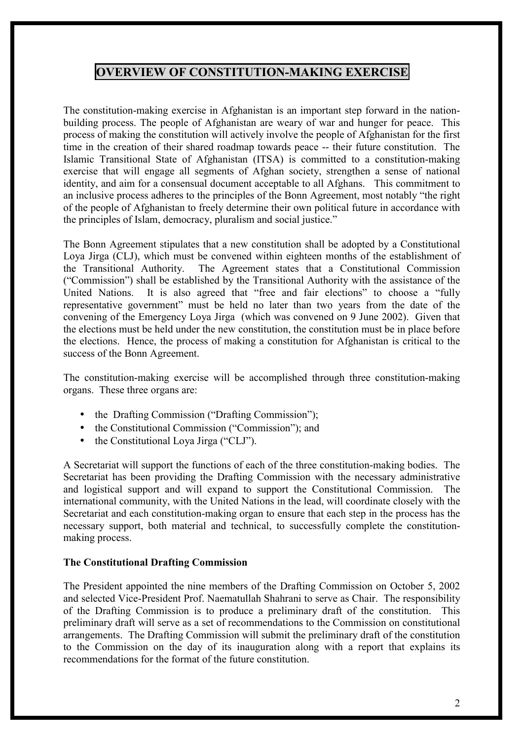# OVERVIEW OF CONSTITUTION-MAKING EXERCISE

The constitution-making exercise in Afghanistan is an important step forward in the nation-building process. The people of Afghanistan are weary of war and hunger for peace. This process of making the constitution will actively involve the people of Afghanistan for the first time in the creation of their shared roadmap towards peace -- their future constitution. The Islamic Transitional State of Afghanistan (ITSA) is committed to a constitution-making exercise that will engage all segments of Afghan society, strengthen a sense of national identity, and aim for a consensual document acceptable to all Afghans. This commitment to an inclusive process adheres to the principles of the Bonn Agreement, most notably "the right of the people of Afghanistan to freely determine their own political future in accordance with the principles of Islam, democracy, pluralism and social justice."

The Bonn Agreement stipulates that a new constitution shall be adopted by a Constitutional Loya Jirga (CLJ), which must be convened within eighteen months of the establishment of the Transitional Authority. The Agreement states that a Constitutional Commission ("Commission") shall be established by the Transitional Authority with the assistance of the United Nations. It is also agreed that "free and fair elections" to choose a "fully representative government" must be held no later than two years from the date of the convening of the Emergency Loya Jirga (which was convened on 9 June 2002). Given that the elections must be held under the new constitution, the constitution must be in place before the elections. Hence, the process of making a constitution for Afghanistan is critical to the success of the Bonn Agreement.

The constitution-making exercise will be accomplished through three constitution-making organs. These three organs are:

- the Drafting Commission ("Drafting Commission");
- the Constitutional Commission ("Commission"); and
- the Constitutional Loya Jirga ("CLJ").

A Secretariat will support the functions of each of the three constitution-making bodies. The Secretariat has been providing the Drafting Commission with the necessary administrative and logistical support and will expand to support the Constitutional Commission. The international community, with the United Nations in the lead, will coordinate closely with the Secretariat and each constitution-making organ to ensure that each step in the process has the necessary support, both material and technical, to successfully complete the constitution-making process.

**The Constitutional Drafting Commission**

The President appointed the nine members of the Drafting Commission on October 5, 2002 and selected Vice-President Prof. Naematullah Shahrani to serve as Chair. The responsibility of the Drafting Commission is to produce a preliminary draft of the constitution. This preliminary draft will serve as a set of recommendations to the Commission on constitutional arrangements. The Drafting Commission will submit the preliminary draft of the constitution to the Commission on the day of its inauguration along with a report that explains its recommendations for the format of the future constitution.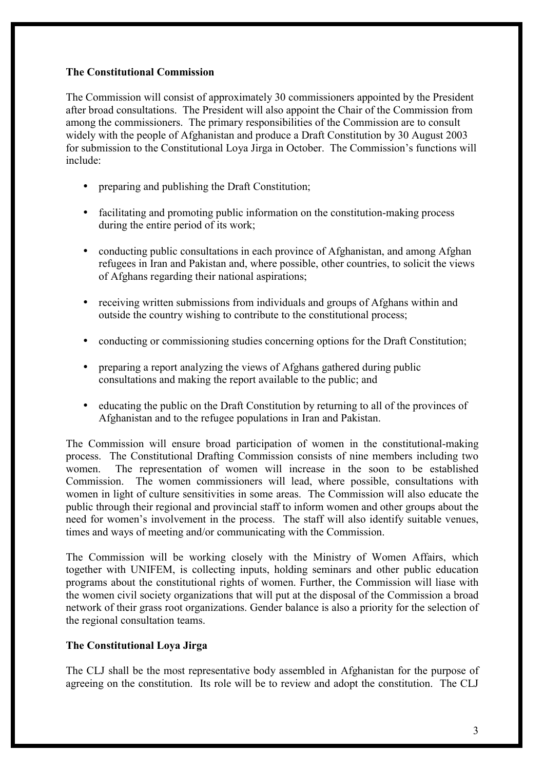**The Constitutional Commission**

The Commission will consist of approximately 30 commissioners appointed by the President after broad consultations. The President will also appoint the Chair of the Commission from among the commissioners. The primary responsibilities of the Commission are to consult widely with the people of Afghanistan and produce a Draft Constitution by 30 August 2003 for submission to the Constitutional Loya Jirga in October. The Commission's functions will include:

- preparing and publishing the Draft Constitution;
- facilitating and promoting public information on the constitution-making process during the entire period of its work;
- conducting public consultations in each province of Afghanistan, and among Afghan refugees in Iran and Pakistan and, where possible, other countries, to solicit the views of Afghans regarding their national aspirations;
- receiving written submissions from individuals and groups of Afghans within and outside the country wishing to contribute to the constitutional process;
- conducting or commissioning studies concerning options for the Draft Constitution;
- preparing a report analyzing the views of Afghans gathered during public consultations and making the report available to the public; and
- educating the public on the Draft Constitution by returning to all of the provinces of Afghanistan and to the refugee populations in Iran and Pakistan.

The Commission will ensure broad participation of women in the constitutional-making process. The Constitutional Drafting Commission consists of nine members including two women. The representation of women will increase in the soon to be established Commission. The women commissioners will lead, where possible, consultations with women in light of culture sensitivities in some areas. The Commission will also educate the public through their regional and provincial staff to inform women and other groups about the need for women's involvement in the process. The staff will also identify suitable venues, times and ways of meeting and/or communicating with the Commission.

The Commission will be working closely with the Ministry of Women Affairs, which together with UNIFEM, is collecting inputs, holding seminars and other public education programs about the constitutional rights of women. Further, the Commission will liase with the women civil society organizations that will put at the disposal of the Commission a broad network of their grass root organizations. Gender balance is also a priority for the selection of the regional consultation teams.

**The Constitutional Loya Jirga**

The CLJ shall be the most representative body assembled in Afghanistan for the purpose of agreeing on the constitution. Its role will be to review and adopt the constitution. The CLJ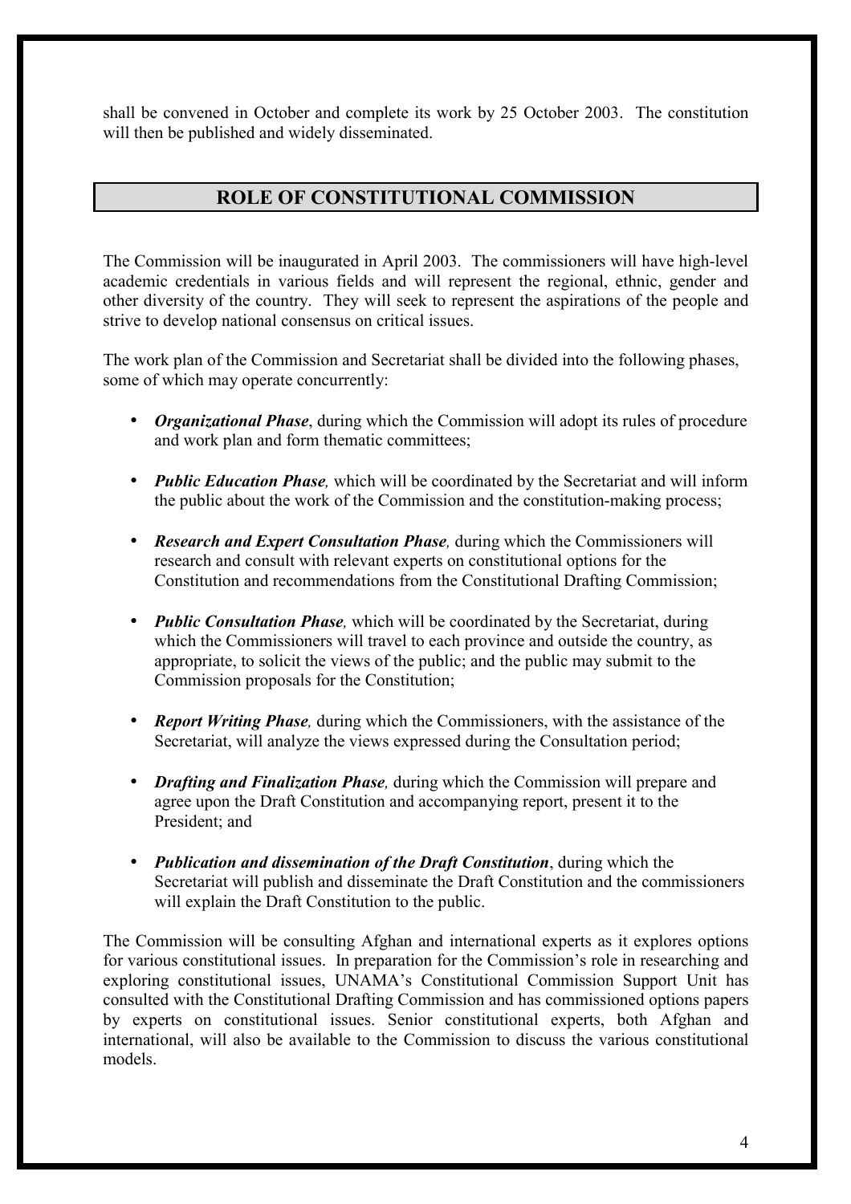shall be convened in October and complete its work by 25 October 2003. The constitution will then be published and widely disseminated.

## ROLE OF CONSTITUTIONAL COMMISSION

The Commission will be inaugurated in April 2003. The commissioners will have high-level academic credentials in various fields and will represent the regional, ethnic, gender and other diversity of the country. They will seek to represent the aspirations of the people and strive to develop national consensus on critical issues.

The work plan of the Commission and Secretariat shall be divided into the following phases, some of which may operate concurrently:

- ***Organizational Phase***, during which the Commission will adopt its rules of procedure and work plan and form thematic committees;
- ***Public Education Phase,*** which will be coordinated by the Secretariat and will inform the public about the work of the Commission and the constitution-making process;
- ***Research and Expert Consultation Phase,*** during which the Commissioners will research and consult with relevant experts on constitutional options for the Constitution and recommendations from the Constitutional Drafting Commission;
- ***Public Consultation Phase,*** which will be coordinated by the Secretariat, during which the Commissioners will travel to each province and outside the country, as appropriate, to solicit the views of the public; and the public may submit to the Commission proposals for the Constitution;
- ***Report Writing Phase,*** during which the Commissioners, with the assistance of the Secretariat, will analyze the views expressed during the Consultation period;
- ***Drafting and Finalization Phase,*** during which the Commission will prepare and agree upon the Draft Constitution and accompanying report, present it to the President; and
- ***Publication and dissemination of the Draft Constitution***, during which the Secretariat will publish and disseminate the Draft Constitution and the commissioners will explain the Draft Constitution to the public.

The Commission will be consulting Afghan and international experts as it explores options for various constitutional issues. In preparation for the Commission's role in researching and exploring constitutional issues, UNAMA's Constitutional Commission Support Unit has consulted with the Constitutional Drafting Commission and has commissioned options papers by experts on constitutional issues. Senior constitutional experts, both Afghan and international, will also be available to the Commission to discuss the various constitutional models.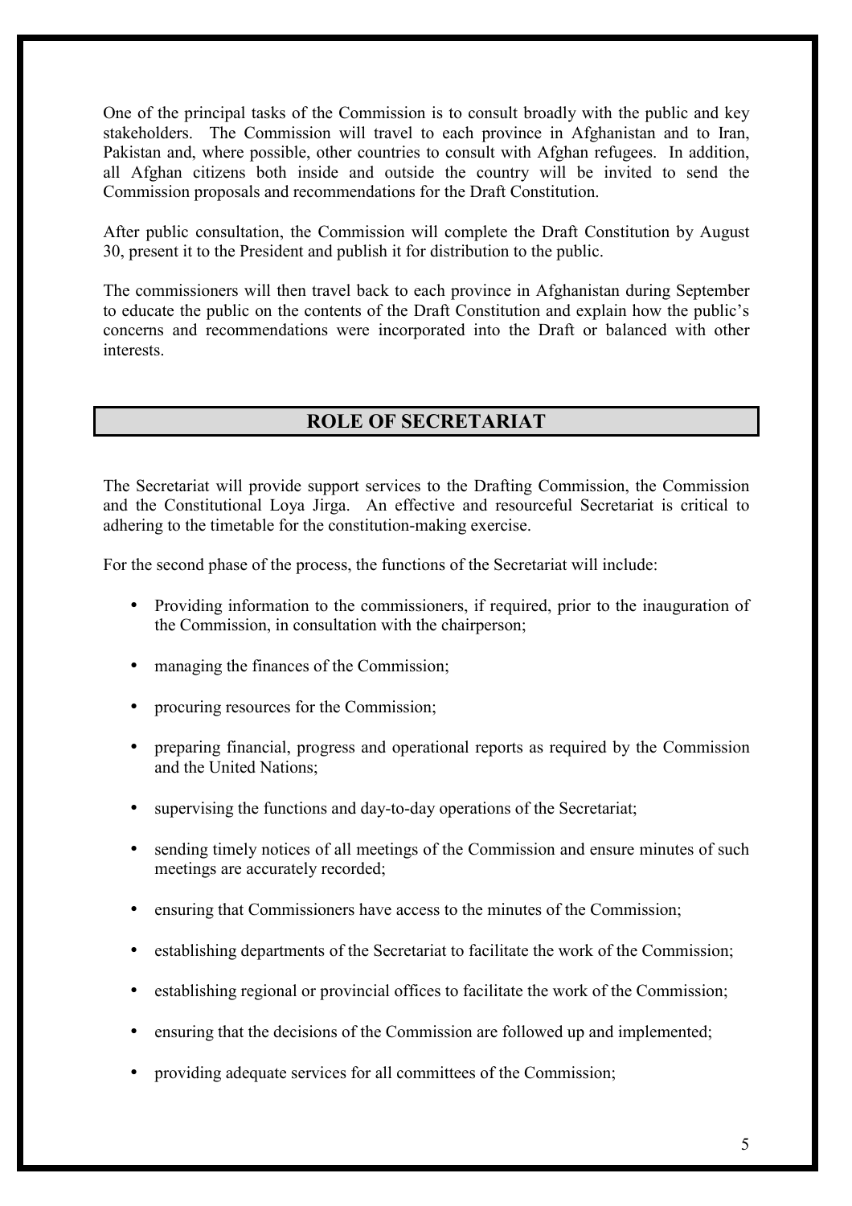One of the principal tasks of the Commission is to consult broadly with the public and key stakeholders. The Commission will travel to each province in Afghanistan and to Iran, Pakistan and, where possible, other countries to consult with Afghan refugees. In addition, all Afghan citizens both inside and outside the country will be invited to send the Commission proposals and recommendations for the Draft Constitution.

After public consultation, the Commission will complete the Draft Constitution by August 30, present it to the President and publish it for distribution to the public.

The commissioners will then travel back to each province in Afghanistan during September to educate the public on the contents of the Draft Constitution and explain how the public's concerns and recommendations were incorporated into the Draft or balanced with other interests.

## ROLE OF SECRETARIAT

The Secretariat will provide support services to the Drafting Commission, the Commission and the Constitutional Loya Jirga. An effective and resourceful Secretariat is critical to adhering to the timetable for the constitution-making exercise.

For the second phase of the process, the functions of the Secretariat will include:

- Providing information to the commissioners, if required, prior to the inauguration of the Commission, in consultation with the chairperson;
- managing the finances of the Commission;
- procuring resources for the Commission;
- preparing financial, progress and operational reports as required by the Commission and the United Nations;
- supervising the functions and day-to-day operations of the Secretariat;
- sending timely notices of all meetings of the Commission and ensure minutes of such meetings are accurately recorded;
- ensuring that Commissioners have access to the minutes of the Commission;
- establishing departments of the Secretariat to facilitate the work of the Commission;
- establishing regional or provincial offices to facilitate the work of the Commission;
- ensuring that the decisions of the Commission are followed up and implemented;
- providing adequate services for all committees of the Commission;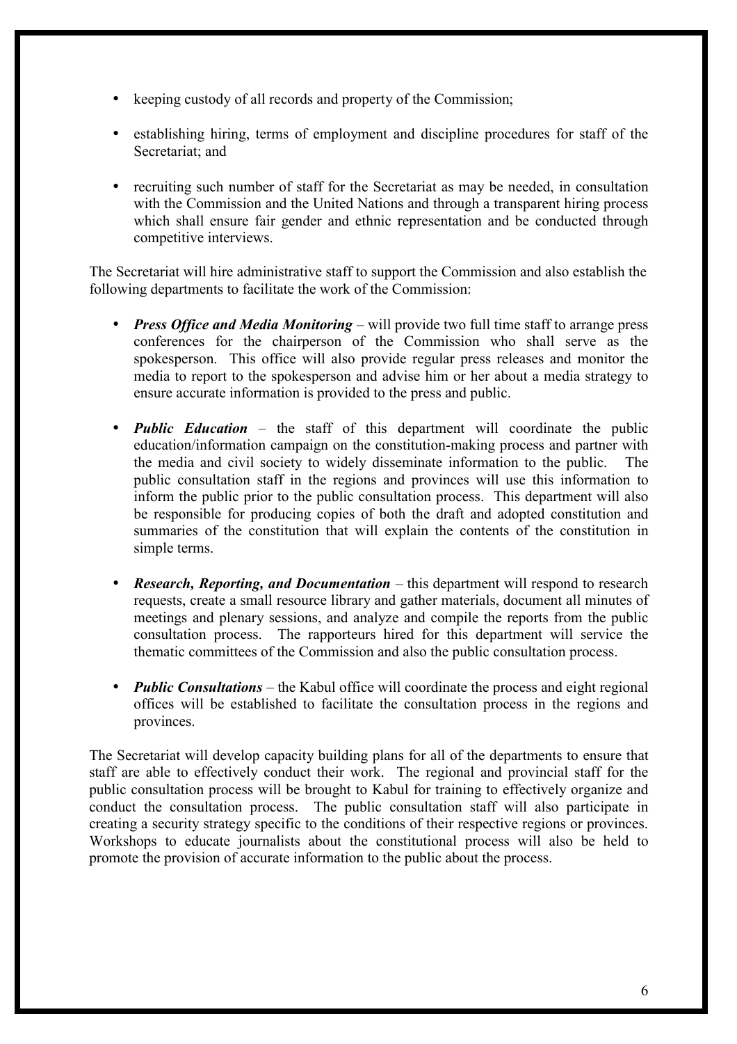- keeping custody of all records and property of the Commission;
- establishing hiring, terms of employment and discipline procedures for staff of the Secretariat; and
- recruiting such number of staff for the Secretariat as may be needed, in consultation with the Commission and the United Nations and through a transparent hiring process which shall ensure fair gender and ethnic representation and be conducted through competitive interviews.

The Secretariat will hire administrative staff to support the Commission and also establish the following departments to facilitate the work of the Commission:

- ***Press Office and Media Monitoring*** – will provide two full time staff to arrange press conferences for the chairperson of the Commission who shall serve as the spokesperson. This office will also provide regular press releases and monitor the media to report to the spokesperson and advise him or her about a media strategy to ensure accurate information is provided to the press and public.
- ***Public Education*** – the staff of this department will coordinate the public education/information campaign on the constitution-making process and partner with the media and civil society to widely disseminate information to the public. The public consultation staff in the regions and provinces will use this information to inform the public prior to the public consultation process. This department will also be responsible for producing copies of both the draft and adopted constitution and summaries of the constitution that will explain the contents of the constitution in simple terms.
- ***Research, Reporting, and Documentation*** – this department will respond to research requests, create a small resource library and gather materials, document all minutes of meetings and plenary sessions, and analyze and compile the reports from the public consultation process. The rapporteurs hired for this department will service the thematic committees of the Commission and also the public consultation process.
- ***Public Consultations*** – the Kabul office will coordinate the process and eight regional offices will be established to facilitate the consultation process in the regions and provinces.

The Secretariat will develop capacity building plans for all of the departments to ensure that staff are able to effectively conduct their work. The regional and provincial staff for the public consultation process will be brought to Kabul for training to effectively organize and conduct the consultation process. The public consultation staff will also participate in creating a security strategy specific to the conditions of their respective regions or provinces. Workshops to educate journalists about the constitutional process will also be held to promote the provision of accurate information to the public about the process.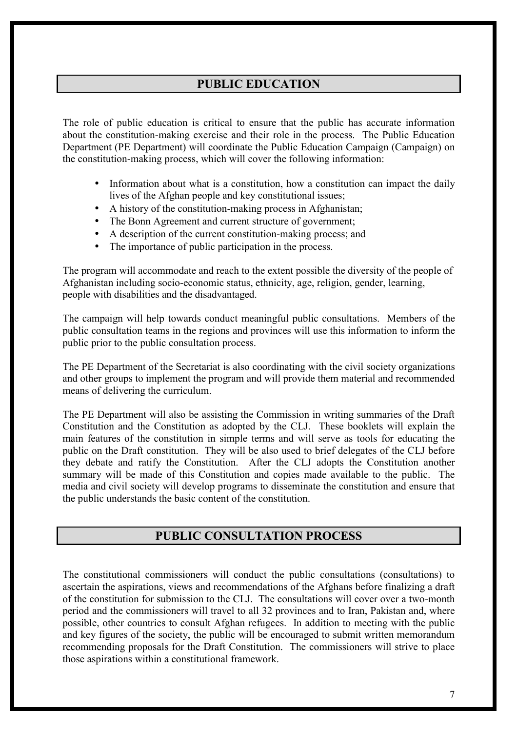## PUBLIC EDUCATION

The role of public education is critical to ensure that the public has accurate information about the constitution-making exercise and their role in the process. The Public Education Department (PE Department) will coordinate the Public Education Campaign (Campaign) on the constitution-making process, which will cover the following information:

- Information about what is a constitution, how a constitution can impact the daily lives of the Afghan people and key constitutional issues;
- A history of the constitution-making process in Afghanistan;
- The Bonn Agreement and current structure of government;
- A description of the current constitution-making process; and
- The importance of public participation in the process.

The program will accommodate and reach to the extent possible the diversity of the people of Afghanistan including socio-economic status, ethnicity, age, religion, gender, learning, people with disabilities and the disadvantaged.

The campaign will help towards conduct meaningful public consultations. Members of the public consultation teams in the regions and provinces will use this information to inform the public prior to the public consultation process.

The PE Department of the Secretariat is also coordinating with the civil society organizations and other groups to implement the program and will provide them material and recommended means of delivering the curriculum.

The PE Department will also be assisting the Commission in writing summaries of the Draft Constitution and the Constitution as adopted by the CLJ. These booklets will explain the main features of the constitution in simple terms and will serve as tools for educating the public on the Draft constitution. They will be also used to brief delegates of the CLJ before they debate and ratify the Constitution. After the CLJ adopts the Constitution another summary will be made of this Constitution and copies made available to the public. The media and civil society will develop programs to disseminate the constitution and ensure that the public understands the basic content of the constitution.

## PUBLIC CONSULTATION PROCESS

The constitutional commissioners will conduct the public consultations (consultations) to ascertain the aspirations, views and recommendations of the Afghans before finalizing a draft of the constitution for submission to the CLJ. The consultations will cover over a two-month period and the commissioners will travel to all 32 provinces and to Iran, Pakistan and, where possible, other countries to consult Afghan refugees. In addition to meeting with the public and key figures of the society, the public will be encouraged to submit written memorandum recommending proposals for the Draft Constitution. The commissioners will strive to place those aspirations within a constitutional framework.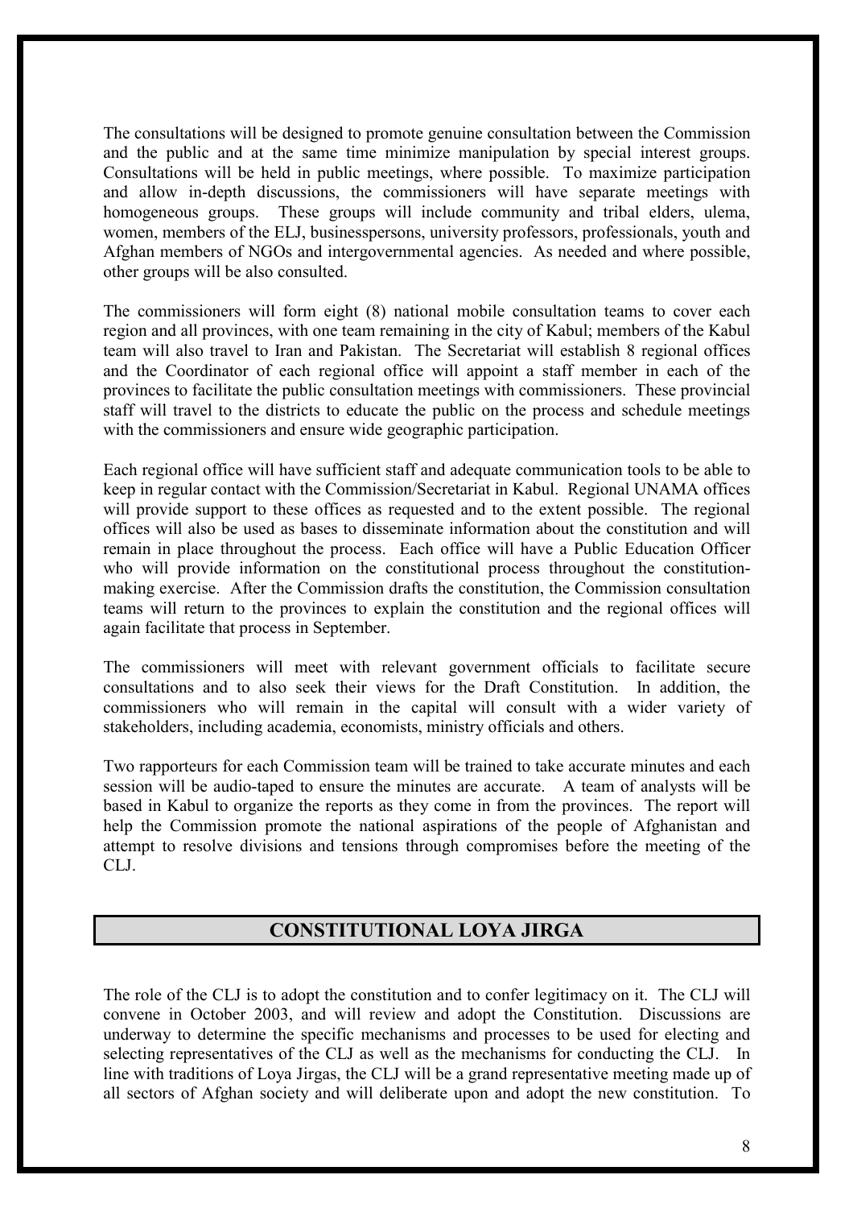The consultations will be designed to promote genuine consultation between the Commission and the public and at the same time minimize manipulation by special interest groups. Consultations will be held in public meetings, where possible. To maximize participation and allow in-depth discussions, the commissioners will have separate meetings with homogeneous groups. These groups will include community and tribal elders, ulema, women, members of the ELJ, businesspersons, university professors, professionals, youth and Afghan members of NGOs and intergovernmental agencies. As needed and where possible, other groups will be also consulted.

The commissioners will form eight (8) national mobile consultation teams to cover each region and all provinces, with one team remaining in the city of Kabul; members of the Kabul team will also travel to Iran and Pakistan. The Secretariat will establish 8 regional offices and the Coordinator of each regional office will appoint a staff member in each of the provinces to facilitate the public consultation meetings with commissioners. These provincial staff will travel to the districts to educate the public on the process and schedule meetings with the commissioners and ensure wide geographic participation.

Each regional office will have sufficient staff and adequate communication tools to be able to keep in regular contact with the Commission/Secretariat in Kabul. Regional UNAMA offices will provide support to these offices as requested and to the extent possible. The regional offices will also be used as bases to disseminate information about the constitution and will remain in place throughout the process. Each office will have a Public Education Officer who will provide information on the constitutional process throughout the constitution-making exercise. After the Commission drafts the constitution, the Commission consultation teams will return to the provinces to explain the constitution and the regional offices will again facilitate that process in September.

The commissioners will meet with relevant government officials to facilitate secure consultations and to also seek their views for the Draft Constitution. In addition, the commissioners who will remain in the capital will consult with a wider variety of stakeholders, including academia, economists, ministry officials and others.

Two rapporteurs for each Commission team will be trained to take accurate minutes and each session will be audio-taped to ensure the minutes are accurate. A team of analysts will be based in Kabul to organize the reports as they come in from the provinces. The report will help the Commission promote the national aspirations of the people of Afghanistan and attempt to resolve divisions and tensions through compromises before the meeting of the CLJ.

## CONSTITUTIONAL LOYA JIRGA

The role of the CLJ is to adopt the constitution and to confer legitimacy on it. The CLJ will convene in October 2003, and will review and adopt the Constitution. Discussions are underway to determine the specific mechanisms and processes to be used for electing and selecting representatives of the CLJ as well as the mechanisms for conducting the CLJ. In line with traditions of Loya Jirgas, the CLJ will be a grand representative meeting made up of all sectors of Afghan society and will deliberate upon and adopt the new constitution. To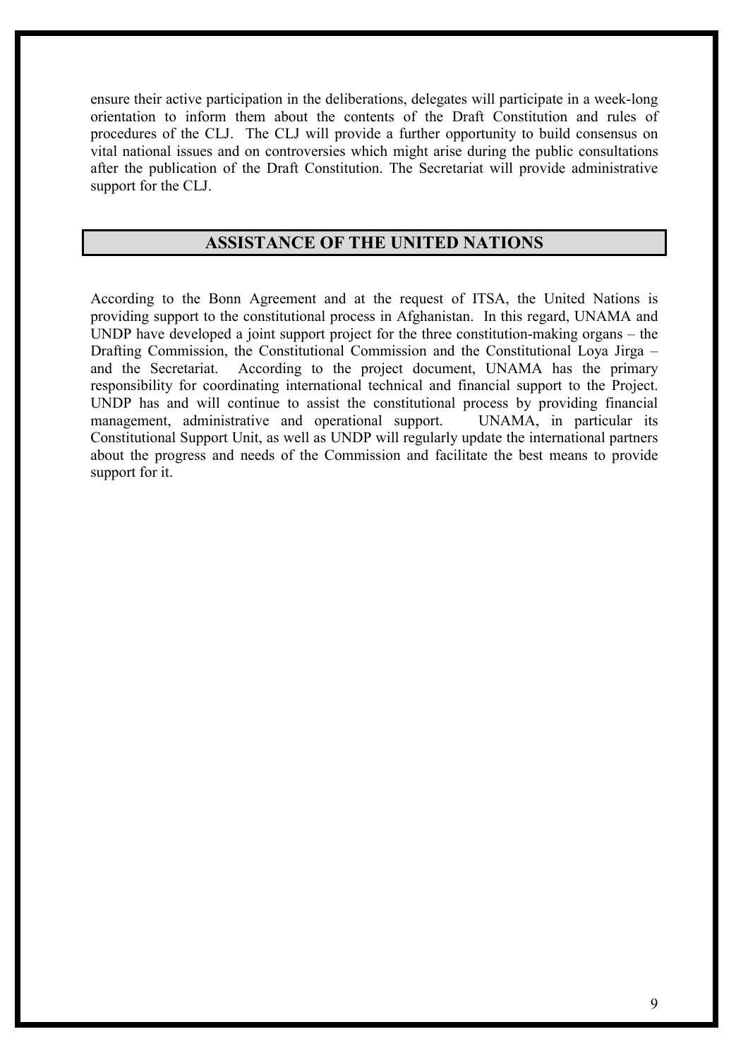ensure their active participation in the deliberations, delegates will participate in a week-long orientation to inform them about the contents of the Draft Constitution and rules of procedures of the CLJ. The CLJ will provide a further opportunity to build consensus on vital national issues and on controversies which might arise during the public consultations after the publication of the Draft Constitution. The Secretariat will provide administrative support for the CLJ.

## ASSISTANCE OF THE UNITED NATIONS

According to the Bonn Agreement and at the request of ITSA, the United Nations is providing support to the constitutional process in Afghanistan. In this regard, UNAMA and UNDP have developed a joint support project for the three constitution-making organs – the Drafting Commission, the Constitutional Commission and the Constitutional Loya Jirga – and the Secretariat. According to the project document, UNAMA has the primary responsibility for coordinating international technical and financial support to the Project. UNDP has and will continue to assist the constitutional process by providing financial management, administrative and operational support. UNAMA, in particular its Constitutional Support Unit, as well as UNDP will regularly update the international partners about the progress and needs of the Commission and facilitate the best means to provide support for it.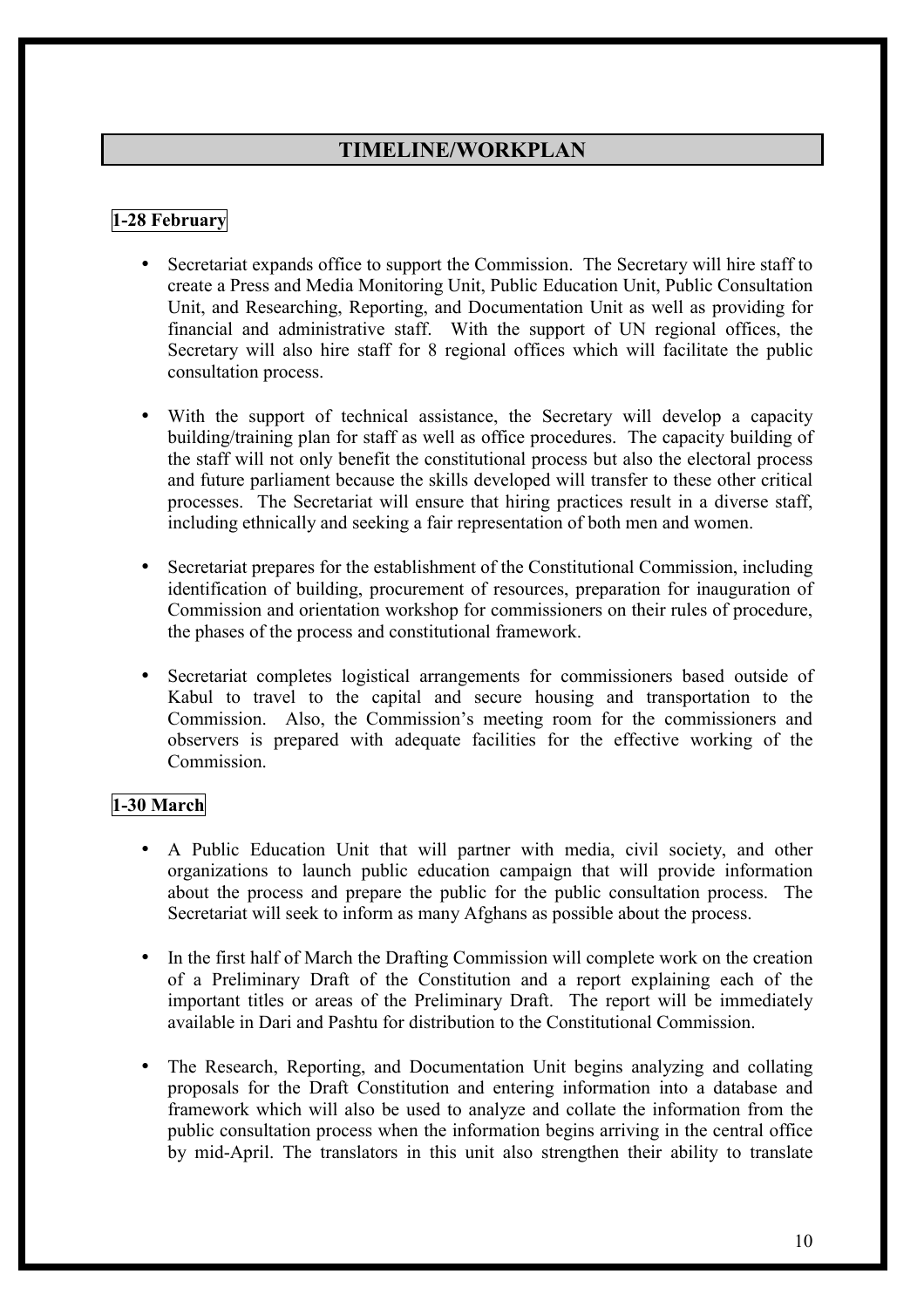## TIMELINE/WORKPLAN

**1-28 February**

- Secretariat expands office to support the Commission. The Secretary will hire staff to create a Press and Media Monitoring Unit, Public Education Unit, Public Consultation Unit, and Researching, Reporting, and Documentation Unit as well as providing for financial and administrative staff. With the support of UN regional offices, the Secretary will also hire staff for 8 regional offices which will facilitate the public consultation process.

- With the support of technical assistance, the Secretary will develop a capacity building/training plan for staff as well as office procedures. The capacity building of the staff will not only benefit the constitutional process but also the electoral process and future parliament because the skills developed will transfer to these other critical processes. The Secretariat will ensure that hiring practices result in a diverse staff, including ethnically and seeking a fair representation of both men and women.

- Secretariat prepares for the establishment of the Constitutional Commission, including identification of building, procurement of resources, preparation for inauguration of Commission and orientation workshop for commissioners on their rules of procedure, the phases of the process and constitutional framework.

- Secretariat completes logistical arrangements for commissioners based outside of Kabul to travel to the capital and secure housing and transportation to the Commission. Also, the Commission's meeting room for the commissioners and observers is prepared with adequate facilities for the effective working of the Commission.

**1-30 March**

- A Public Education Unit that will partner with media, civil society, and other organizations to launch public education campaign that will provide information about the process and prepare the public for the public consultation process. The Secretariat will seek to inform as many Afghans as possible about the process.

- In the first half of March the Drafting Commission will complete work on the creation of a Preliminary Draft of the Constitution and a report explaining each of the important titles or areas of the Preliminary Draft. The report will be immediately available in Dari and Pashtu for distribution to the Constitutional Commission.

- The Research, Reporting, and Documentation Unit begins analyzing and collating proposals for the Draft Constitution and entering information into a database and framework which will also be used to analyze and collate the information from the public consultation process when the information begins arriving in the central office by mid-April. The translators in this unit also strengthen their ability to translate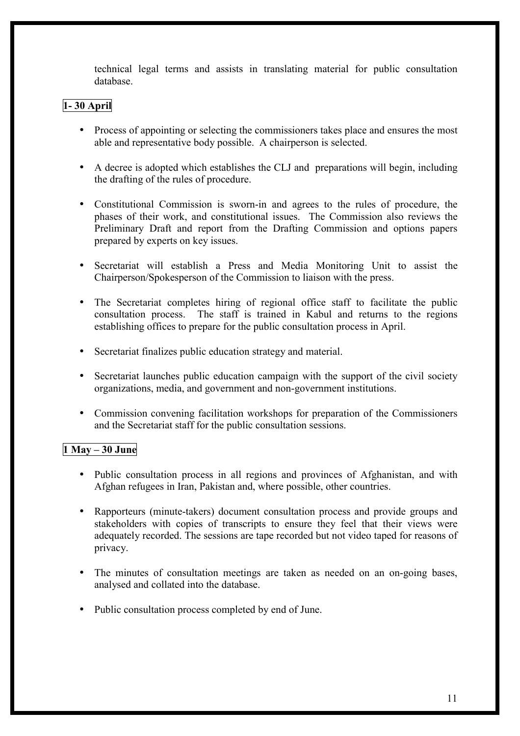technical legal terms and assists in translating material for public consultation database.

**1- 30 April**

- Process of appointing or selecting the commissioners takes place and ensures the most able and representative body possible. A chairperson is selected.
- A decree is adopted which establishes the CLJ and preparations will begin, including the drafting of the rules of procedure.
- Constitutional Commission is sworn-in and agrees to the rules of procedure, the phases of their work, and constitutional issues. The Commission also reviews the Preliminary Draft and report from the Drafting Commission and options papers prepared by experts on key issues.
- Secretariat will establish a Press and Media Monitoring Unit to assist the Chairperson/Spokesperson of the Commission to liaison with the press.
- The Secretariat completes hiring of regional office staff to facilitate the public consultation process. The staff is trained in Kabul and returns to the regions establishing offices to prepare for the public consultation process in April.
- Secretariat finalizes public education strategy and material.
- Secretariat launches public education campaign with the support of the civil society organizations, media, and government and non-government institutions.
- Commission convening facilitation workshops for preparation of the Commissioners and the Secretariat staff for the public consultation sessions.

**1 May – 30 June**

- Public consultation process in all regions and provinces of Afghanistan, and with Afghan refugees in Iran, Pakistan and, where possible, other countries.
- Rapporteurs (minute-takers) document consultation process and provide groups and stakeholders with copies of transcripts to ensure they feel that their views were adequately recorded. The sessions are tape recorded but not video taped for reasons of privacy.
- The minutes of consultation meetings are taken as needed on an on-going bases, analysed and collated into the database.
- Public consultation process completed by end of June.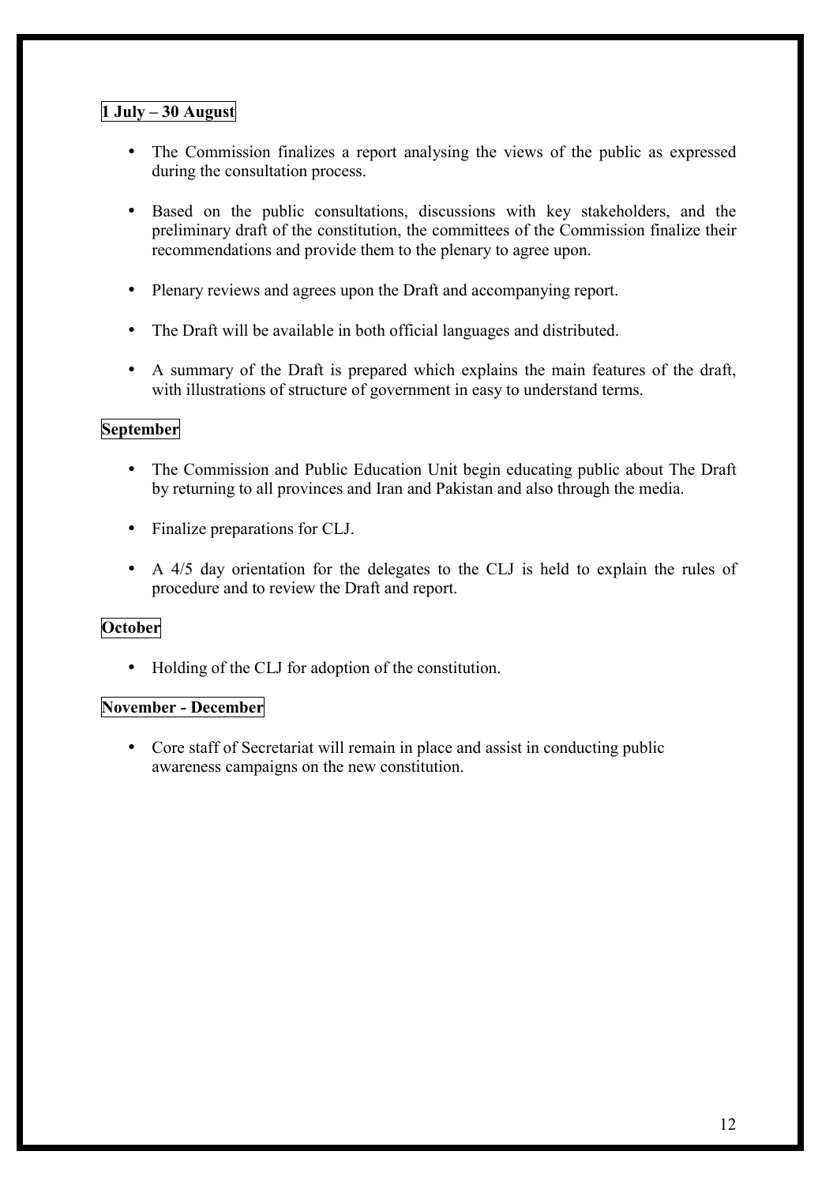**1 July – 30 August**

- The Commission finalizes a report analysing the views of the public as expressed during the consultation process.
- Based on the public consultations, discussions with key stakeholders, and the preliminary draft of the constitution, the committees of the Commission finalize their recommendations and provide them to the plenary to agree upon.
- Plenary reviews and agrees upon the Draft and accompanying report.
- The Draft will be available in both official languages and distributed.
- A summary of the Draft is prepared which explains the main features of the draft, with illustrations of structure of government in easy to understand terms.

**September**

- The Commission and Public Education Unit begin educating public about The Draft by returning to all provinces and Iran and Pakistan and also through the media.
- Finalize preparations for CLJ.
- A 4/5 day orientation for the delegates to the CLJ is held to explain the rules of procedure and to review the Draft and report.

**October**

- Holding of the CLJ for adoption of the constitution.

**November - December**

- Core staff of Secretariat will remain in place and assist in conducting public awareness campaigns on the new constitution.